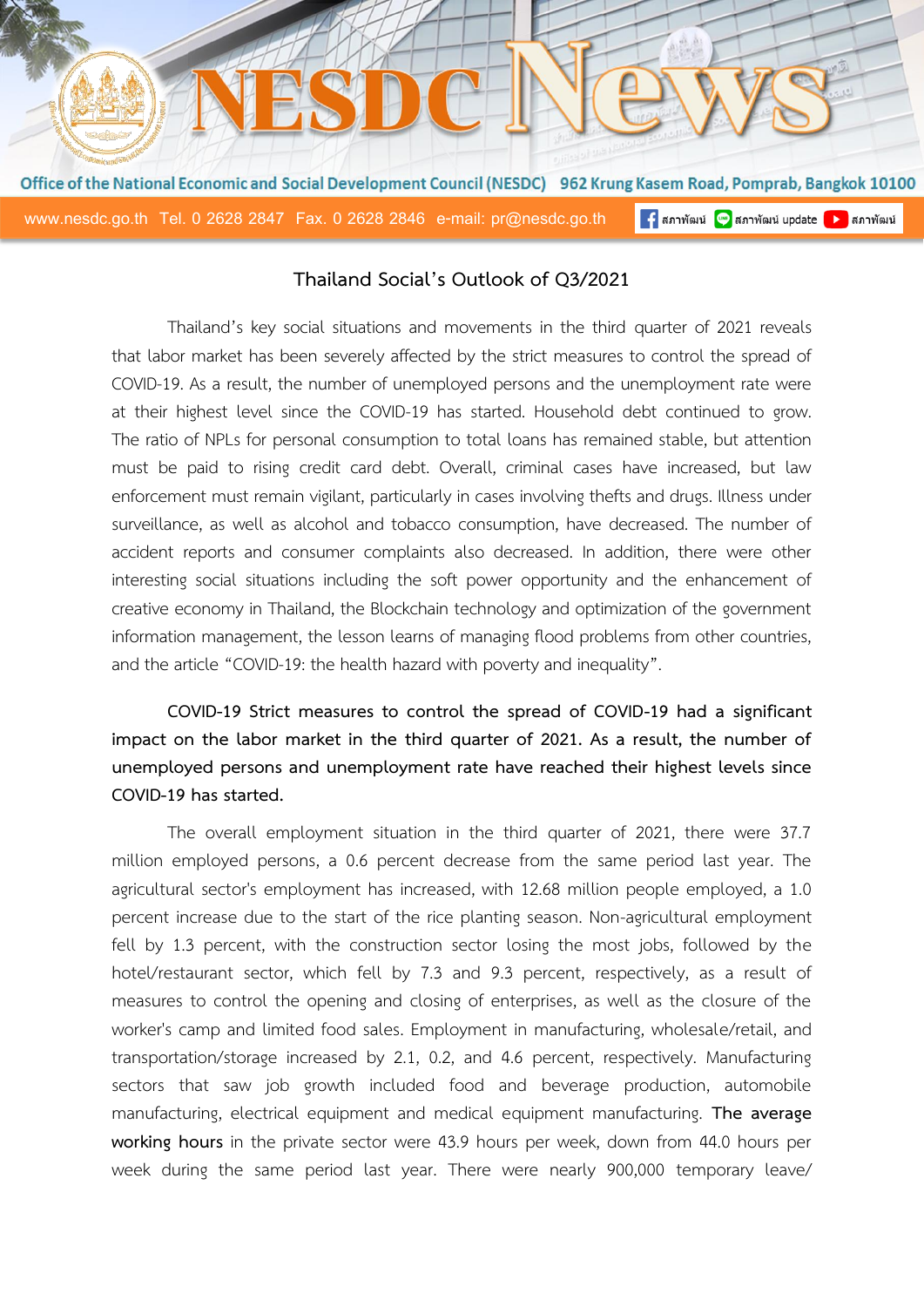# Thailand Social's Outlook of Q3/2021

Thailand's key social situations and movements in the third quarter of 2021 reveals that labor market has been severely affected by the strict measures to control the spread of COVID-19. As a result, the number of unemployed persons and the unemployment rate were at their highest level since the COVID-19 has started. Household debt continued to grow. The ratio of NPLs for personal consumption to total loans has remained stable, but attention must be paid to rising credit card debt. Overall, criminal cases have increased, but law enforcement must remain vigilant, particularly in cases involving thefts and drugs. Illness under surveillance, as well as alcohol and tobacco consumption, have decreased. The number of accident reports and consumer complaints also decreased. In addition, there were other interesting social situations including the soft power opportunity and the enhancement of creative economy in Thailand, the Blockchain technology and optimization of the government information management, the lesson learns of managing flood problems from other countries, and the article "COVID-19: the health hazard with poverty and inequality".

**COVID-19 Strict measures to control the spread of COVID-19 had a significant impact on the labor market in the third quarter of 2021. As a result, the number of unemployed persons and unemployment rate have reached their highest levels since COVID-19 has started.**

The overall employment situation in the third quarter of 2021, there were 37.7 million employed persons, a 0.6 percent decrease from the same period last year. The agricultural sector's employment has increased, with 12.68 million people employed, a 1.0 percent increase due to the start of the rice planting season. Non-agricultural employment fell by 1.3 percent, with the construction sector losing the most jobs, followed by the hotel/restaurant sector, which fell by 7.3 and 9.3 percent, respectively, as a result of measures to control the opening and closing of enterprises, as well as the closure of the worker's camp and limited food sales. Employment in manufacturing, wholesale/retail, and transportation/storage increased by 2.1, 0.2, and 4.6 percent, respectively. Manufacturing sectors that saw job growth included food and beverage production, automobile manufacturing, electrical equipment and medical equipment manufacturing. **The average working hours** in the private sector were 43.9 hours per week, down from 44.0 hours per week during the same period last year. There were nearly 900,000 temporary leave/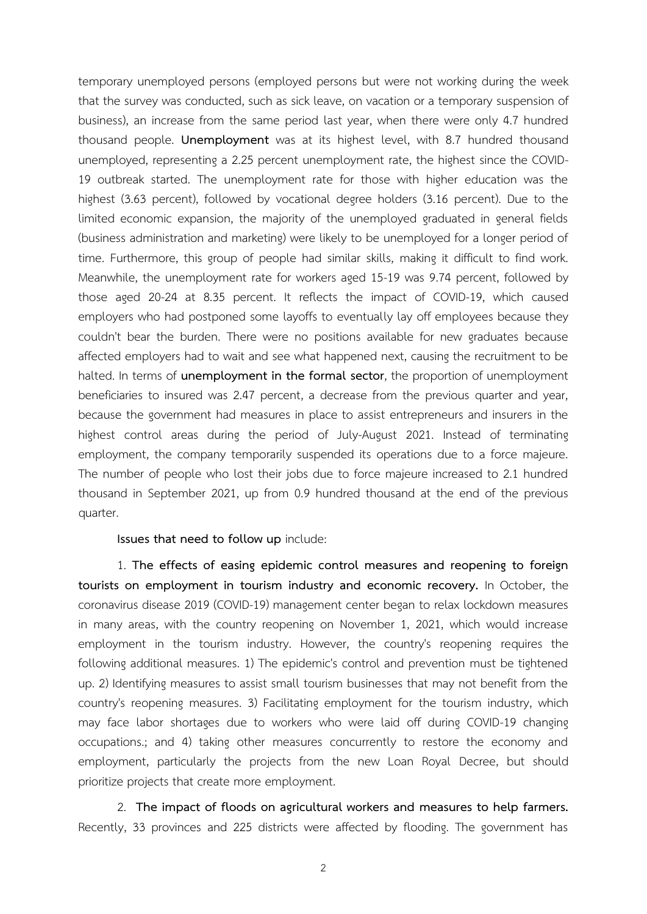temporary unemployed persons (employed persons but were not working during the week that the survey was conducted, such as sick leave, on vacation or a temporary suspension of business), an increase from the same period last year, when there were only 4.7 hundred thousand people. **Unemployment** was at its highest level, with 8.7 hundred thousand unemployed, representing a 2.25 percent unemployment rate, the highest since the COVID-19 outbreak started. The unemployment rate for those with higher education was the highest (3.63 percent), followed by vocational degree holders (3.16 percent). Due to the limited economic expansion, the majority of the unemployed graduated in general fields (business administration and marketing) were likely to be unemployed for a longer period of time. Furthermore, this group of people had similar skills, making it difficult to find work. Meanwhile, the unemployment rate for workers aged 15-19 was 9.74 percent, followed by those aged 20-24 at 8.35 percent. It reflects the impact of COVID-19, which caused employers who had postponed some layoffs to eventually lay off employees because they couldn't bear the burden. There were no positions available for new graduates because affected employers had to wait and see what happened next, causing the recruitment to be halted. In terms of **unemployment in the formal sector**, the proportion of unemployment beneficiaries to insured was 2.47 percent, a decrease from the previous quarter and year, because the government had measures in place to assist entrepreneurs and insurers in the highest control areas during the period of July-August 2021. Instead of terminating employment, the company temporarily suspended its operations due to a force majeure. The number of people who lost their jobs due to force majeure increased to 2.1 hundred thousand in September 2021, up from 0.9 hundred thousand at the end of the previous quarter.

**Issues that need to follow up** include:

1. **The effects of easing epidemic control measures and reopening to foreign tourists on employment in tourism industry and economic recovery.** In October, the coronavirus disease 2019 (COVID-19) management center began to relax lockdown measures in many areas, with the country reopening on November 1, 2021, which would increase employment in the tourism industry. However, the country's reopening requires the following additional measures. 1) The epidemic's control and prevention must be tightened up. 2) Identifying measures to assist small tourism businesses that may not benefit from the country's reopening measures. 3) Facilitating employment for the tourism industry, which may face labor shortages due to workers who were laid off during COVID-19 changing occupations.; and 4) taking other measures concurrently to restore the economy and employment, particularly the projects from the new Loan Royal Decree, but should prioritize projects that create more employment.

2. **The impact of floods on agricultural workers and measures to help farmers.** Recently, 33 provinces and 225 districts were affected by flooding. The government has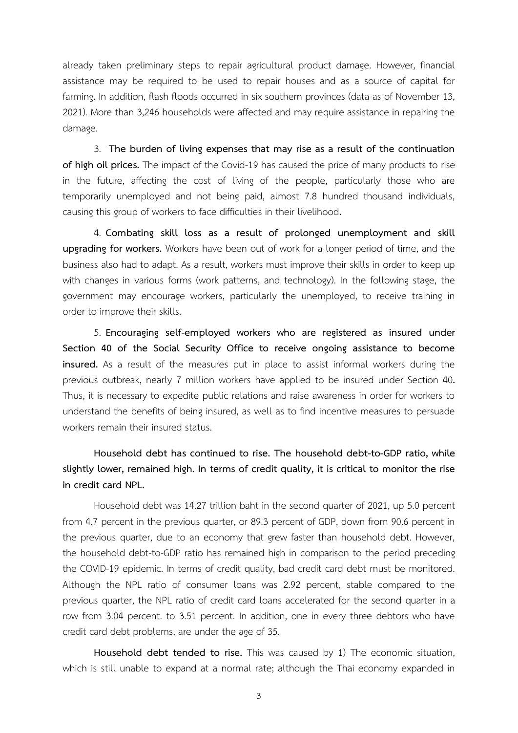already taken preliminary steps to repair agricultural product damage. However, financial assistance may be required to be used to repair houses and as a source of capital for farming. In addition, flash floods occurred in six southern provinces (data as of November 13, 2021). More than 3,246 households were affected and may require assistance in repairing the damage.

3. **The burden of living expenses that may rise as a result of the continuation of high oil prices.** The impact of the Covid-19 has caused the price of many products to rise in the future, affecting the cost of living of the people, particularly those who are temporarily unemployed and not being paid, almost 7.8 hundred thousand individuals, causing this group of workers to face difficulties in their livelihood**.**

4. **Combating skill loss as a result of prolonged unemployment and skill upgrading for workers.** Workers have been out of work for a longer period of time, and the business also had to adapt. As a result, workers must improve their skills in order to keep up with changes in various forms (work patterns, and technology). In the following stage, the government may encourage workers, particularly the unemployed, to receive training in order to improve their skills.

5. **Encouraging self-employed workers who are registered as insured under Section 40 of the Social Security Office to receive ongoing assistance to become insured.** As a result of the measures put in place to assist informal workers during the previous outbreak, nearly 7 million workers have applied to be insured under Section 40**.** Thus, it is necessary to expedite public relations and raise awareness in order for workers to understand the benefits of being insured, as well as to find incentive measures to persuade workers remain their insured status.

**Household debt has continued to rise. The household debt-to-GDP ratio, while slightly lower, remained high. In terms of credit quality, it is critical to monitor the rise in credit card NPL.**

Household debt was 14.27 trillion baht in the second quarter of 2021, up 5.0 percent from 4.7 percent in the previous quarter, or 89.3 percent of GDP, down from 90.6 percent in the previous quarter, due to an economy that grew faster than household debt. However, the household debt-to-GDP ratio has remained high in comparison to the period preceding the COVID-19 epidemic. In terms of credit quality, bad credit card debt must be monitored. Although the NPL ratio of consumer loans was 2.92 percent, stable compared to the previous quarter, the NPL ratio of credit card loans accelerated for the second quarter in a row from 3.04 percent. to 3.51 percent. In addition, one in every three debtors who have credit card debt problems, are under the age of 35.

**Household debt tended to rise.** This was caused by 1) The economic situation, which is still unable to expand at a normal rate; although the Thai economy expanded in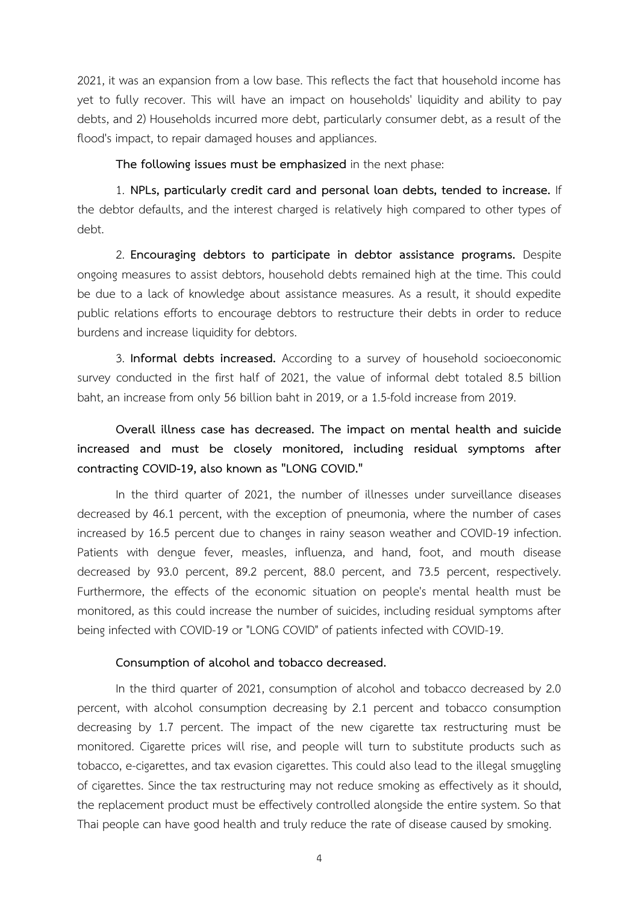2021, it was an expansion from a low base. This reflects the fact that household income has yet to fully recover. This will have an impact on households' liquidity and ability to pay debts, and 2) Households incurred more debt, particularly consumer debt, as a result of the flood's impact, to repair damaged houses and appliances.

**The following issues must be emphasized** in the next phase:

1. **NPLs, particularly credit card and personal loan debts, tended to increase.** If the debtor defaults, and the interest charged is relatively high compared to other types of debt.

2. **Encouraging debtors to participate in debtor assistance programs.** Despite ongoing measures to assist debtors, household debts remained high at the time. This could be due to a lack of knowledge about assistance measures. As a result, it should expedite public relations efforts to encourage debtors to restructure their debts in order to reduce burdens and increase liquidity for debtors.

3. **Informal debts increased.** According to a survey of household socioeconomic survey conducted in the first half of 2021, the value of informal debt totaled 8.5 billion baht, an increase from only 56 billion baht in 2019, or a 1.5-fold increase from 2019.

**Overall illness case has decreased. The impact on mental health and suicide increased and must be closely monitored, including residual symptoms after contracting COVID-19, also known as "LONG COVID."**

In the third quarter of 2021, the number of illnesses under surveillance diseases decreased by 46.1 percent, with the exception of pneumonia, where the number of cases increased by 16.5 percent due to changes in rainy season weather and COVID-19 infection. Patients with dengue fever, measles, influenza, and hand, foot, and mouth disease decreased by 93.0 percent, 89.2 percent, 88.0 percent, and 73.5 percent, respectively. Furthermore, the effects of the economic situation on people's mental health must be monitored, as this could increase the number of suicides, including residual symptoms after being infected with COVID-19 or "LONG COVID" of patients infected with COVID-19.

**Consumption of alcohol and tobacco decreased.**

In the third quarter of 2021, consumption of alcohol and tobacco decreased by 2.0 percent, with alcohol consumption decreasing by 2.1 percent and tobacco consumption decreasing by 1.7 percent. The impact of the new cigarette tax restructuring must be monitored. Cigarette prices will rise, and people will turn to substitute products such as tobacco, e-cigarettes, and tax evasion cigarettes. This could also lead to the illegal smuggling of cigarettes. Since the tax restructuring may not reduce smoking as effectively as it should, the replacement product must be effectively controlled alongside the entire system. So that Thai people can have good health and truly reduce the rate of disease caused by smoking.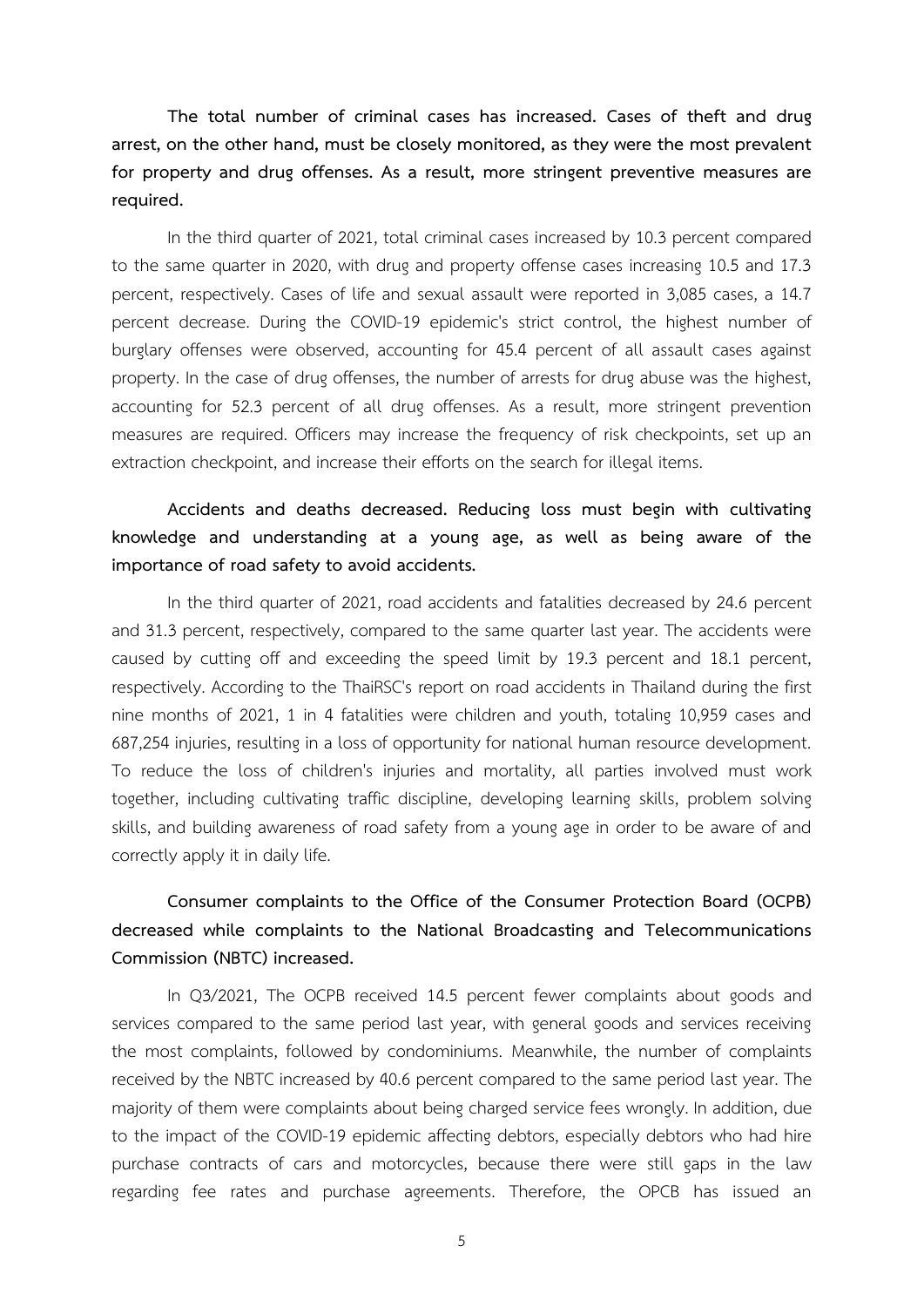**The total number of criminal cases has increased. Cases of theft and drug arrest, on the other hand, must be closely monitored, as they were the most prevalent for property and drug offenses. As a result, more stringent preventive measures are required.**

In the third quarter of 2021, total criminal cases increased by 10.3 percent compared to the same quarter in 2020, with drug and property offense cases increasing 10.5 and 17.3 percent, respectively. Cases of life and sexual assault were reported in 3,085 cases, a 14.7 percent decrease. During the COVID-19 epidemic's strict control, the highest number of burglary offenses were observed, accounting for 45.4 percent of all assault cases against property. In the case of drug offenses, the number of arrests for drug abuse was the highest, accounting for 52.3 percent of all drug offenses. As a result, more stringent prevention measures are required. Officers may increase the frequency of risk checkpoints, set up an extraction checkpoint, and increase their efforts on the search for illegal items.

**Accidents and deaths decreased. Reducing loss must begin with cultivating knowledge and understanding at a young age, as well as being aware of the importance of road safety to avoid accidents.**

In the third quarter of 2021, road accidents and fatalities decreased by 24.6 percent and 31.3 percent, respectively, compared to the same quarter last year. The accidents were caused by cutting off and exceeding the speed limit by 19.3 percent and 18.1 percent, respectively. According to the ThaiRSC's report on road accidents in Thailand during the first nine months of 2021, 1 in 4 fatalities were children and youth, totaling 10,959 cases and 687,254 injuries, resulting in a loss of opportunity for national human resource development. To reduce the loss of children's injuries and mortality, all parties involved must work together, including cultivating traffic discipline, developing learning skills, problem solving skills, and building awareness of road safety from a young age in order to be aware of and correctly apply it in daily life.

**Consumer complaints to the Office of the Consumer Protection Board (OCPB) decreased while complaints to the National Broadcasting and Telecommunications Commission (NBTC) increased.**

In Q3/2021, The OCPB received 14.5 percent fewer complaints about goods and services compared to the same period last year, with general goods and services receiving the most complaints, followed by condominiums. Meanwhile, the number of complaints received by the NBTC increased by 40.6 percent compared to the same period last year. The majority of them were complaints about being charged service fees wrongly. In addition, due to the impact of the COVID-19 epidemic affecting debtors, especially debtors who had hire purchase contracts of cars and motorcycles, because there were still gaps in the law regarding fee rates and purchase agreements. Therefore, the OPCB has issued an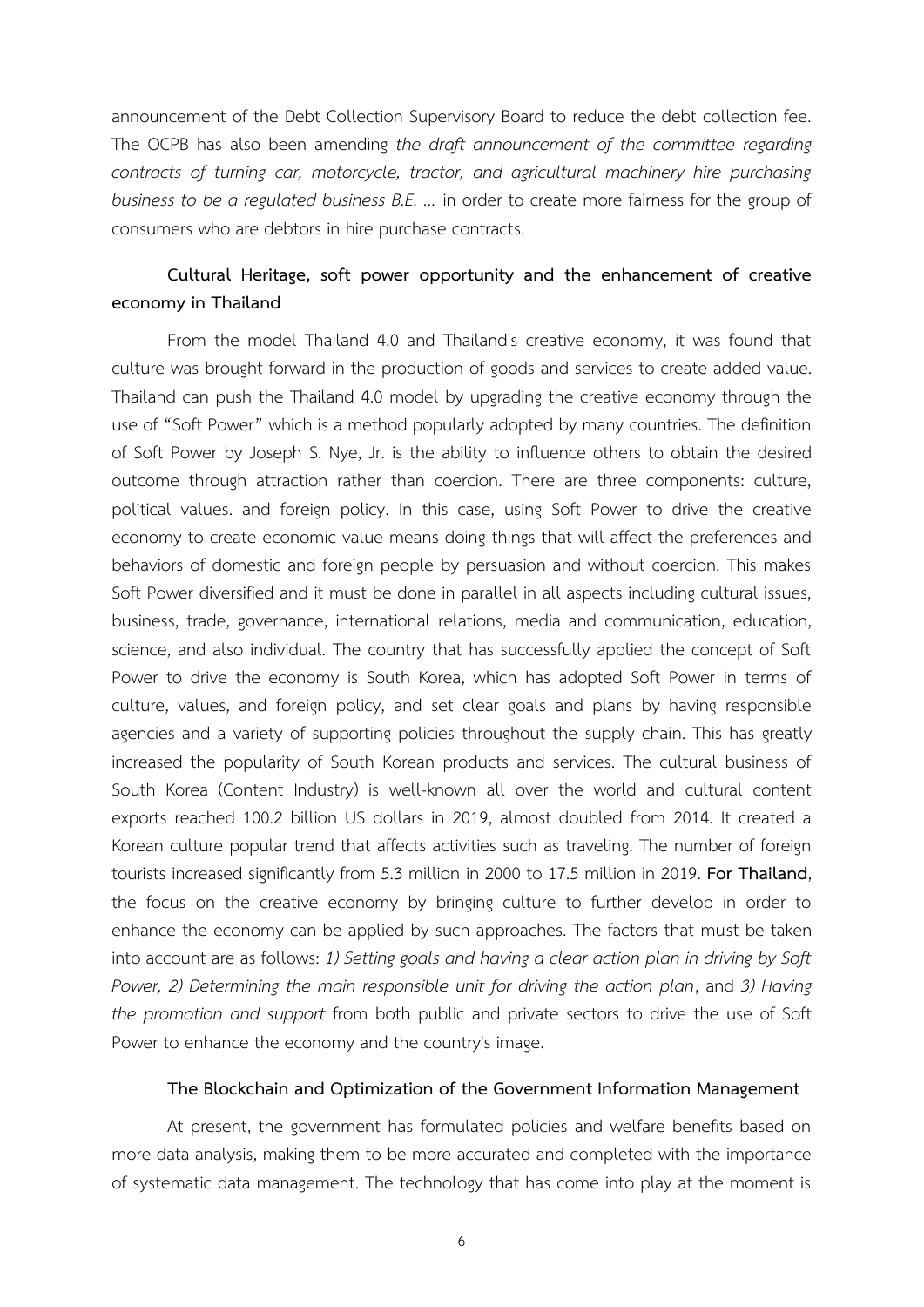announcement of the Debt Collection Supervisory Board to reduce the debt collection fee. The OCPB has also been amending *the draft announcement of the committee regarding contracts of turning car, motorcycle, tractor, and agricultural machinery hire purchasing business to be a regulated business B.E. …* in order to create more fairness for the group of consumers who are debtors in hire purchase contracts.

**Cultural Heritage, soft power opportunity and the enhancement of creative economy in Thailand**

From the model Thailand 4.0 and Thailand's creative economy, it was found that culture was brought forward in the production of goods and services to create added value. Thailand can push the Thailand 4.0 model by upgrading the creative economy through the use of "Soft Power" which is a method popularly adopted by many countries. The definition of Soft Power by Joseph S. Nye, Jr. is the ability to influence others to obtain the desired outcome through attraction rather than coercion. There are three components: culture, political values. and foreign policy. In this case, using Soft Power to drive the creative economy to create economic value means doing things that will affect the preferences and behaviors of domestic and foreign people by persuasion and without coercion. This makes Soft Power diversified and it must be done in parallel in all aspects including cultural issues, business, trade, governance, international relations, media and communication, education, science, and also individual. The country that has successfully applied the concept of Soft Power to drive the economy is South Korea, which has adopted Soft Power in terms of culture, values, and foreign policy, and set clear goals and plans by having responsible agencies and a variety of supporting policies throughout the supply chain. This has greatly increased the popularity of South Korean products and services. The cultural business of South Korea (Content Industry) is well-known all over the world and cultural content exports reached 100.2 billion US dollars in 2019, almost doubled from 2014. It created a Korean culture popular trend that affects activities such as traveling. The number of foreign tourists increased significantly from 5.3 million in 2000 to 17.5 million in 2019. **For Thailand**, the focus on the creative economy by bringing culture to further develop in order to enhance the economy can be applied by such approaches. The factors that must be taken into account are as follows: *1) Setting goals and having a clear action plan in driving by Soft Power, 2) Determining the main responsible unit for driving the action plan*, and *3) Having the promotion and support* from both public and private sectors to drive the use of Soft Power to enhance the economy and the country's image.

**The Blockchain and Optimization of the Government Information Management**

At present, the government has formulated policies and welfare benefits based on more data analysis, making them to be more accurated and completed with the importance of systematic data management. The technology that has come into play at the moment is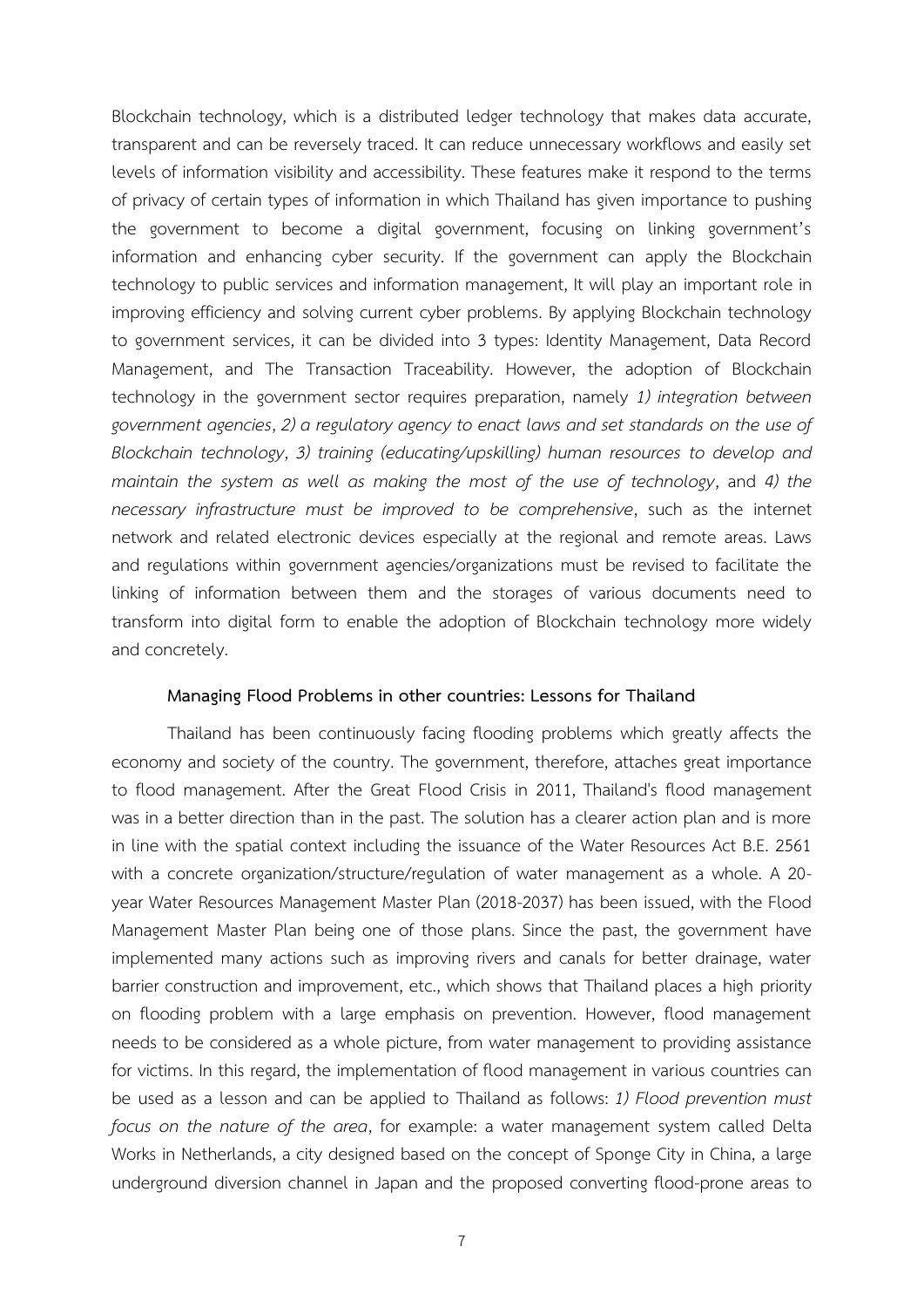Blockchain technology, which is a distributed ledger technology that makes data accurate, transparent and can be reversely traced. It can reduce unnecessary workflows and easily set levels of information visibility and accessibility. These features make it respond to the terms of privacy of certain types of information in which Thailand has given importance to pushing the government to become a digital government, focusing on linking government's information and enhancing cyber security. If the government can apply the Blockchain technology to public services and information management, It will play an important role in improving efficiency and solving current cyber problems. By applying Blockchain technology to government services, it can be divided into 3 types: Identity Management, Data Record Management, and The Transaction Traceability. However, the adoption of Blockchain technology in the government sector requires preparation, namely *1) integration between government agencies*, *2) a regulatory agency to enact laws and set standards on the use of Blockchain technology*, *3) training (educating/upskilling) human resources to develop and maintain the system as well as making the most of the use of technology*, and *4) the necessary infrastructure must be improved to be comprehensive*, such as the internet network and related electronic devices especially at the regional and remote areas. Laws and regulations within government agencies/organizations must be revised to facilitate the linking of information between them and the storages of various documents need to transform into digital form to enable the adoption of Blockchain technology more widely and concretely.

**Managing Flood Problems in other countries: Lessons for Thailand**

Thailand has been continuously facing flooding problems which greatly affects the economy and society of the country. The government, therefore, attaches great importance to flood management. After the Great Flood Crisis in 2011, Thailand's flood management was in a better direction than in the past. The solution has a clearer action plan and is more in line with the spatial context including the issuance of the Water Resources Act B.E. 2561 with a concrete organization/structure/regulation of water management as a whole. A 20-year Water Resources Management Master Plan (2018-2037) has been issued, with the Flood Management Master Plan being one of those plans. Since the past, the government have implemented many actions such as improving rivers and canals for better drainage, water barrier construction and improvement, etc., which shows that Thailand places a high priority on flooding problem with a large emphasis on prevention. However, flood management needs to be considered as a whole picture, from water management to providing assistance for victims. In this regard, the implementation of flood management in various countries can be used as a lesson and can be applied to Thailand as follows: *1) Flood prevention must focus on the nature of the area*, for example: a water management system called Delta Works in Netherlands, a city designed based on the concept of Sponge City in China, a large underground diversion channel in Japan and the proposed converting flood-prone areas to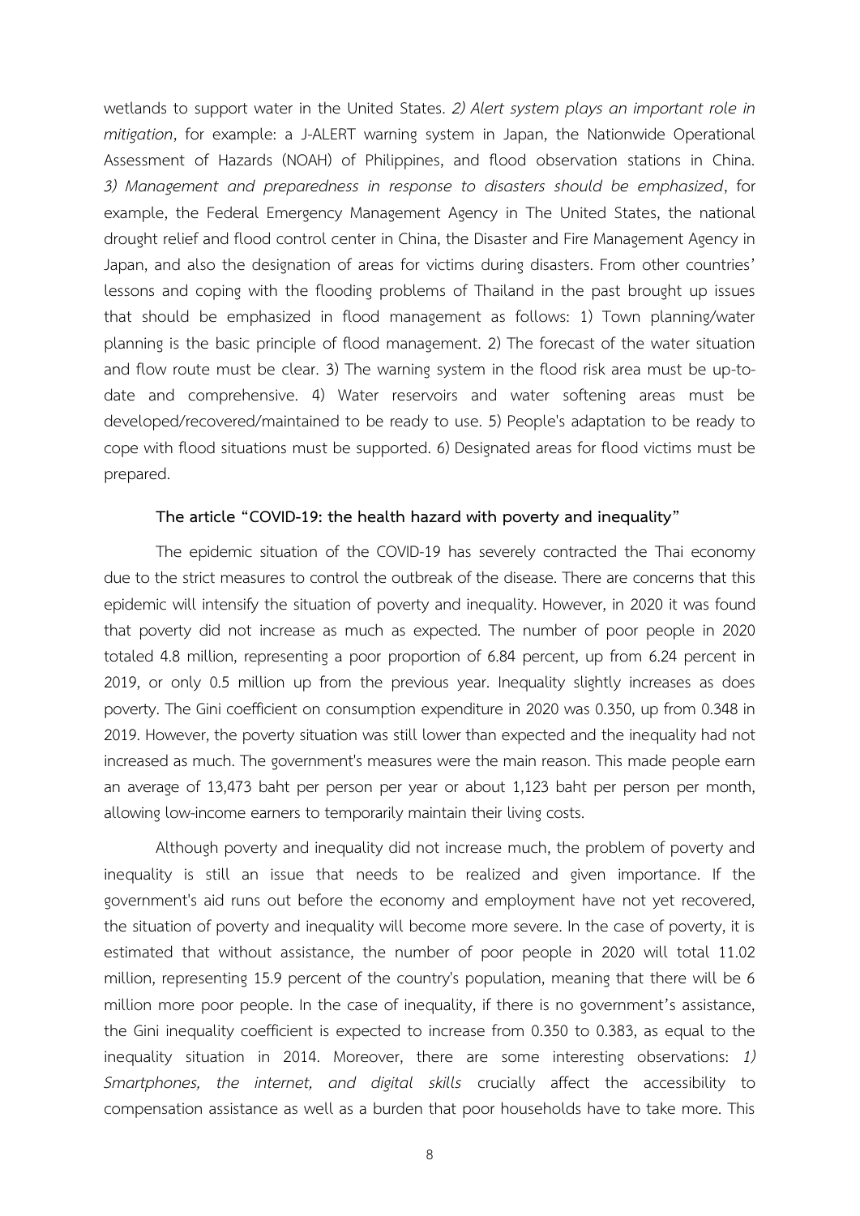wetlands to support water in the United States. *2) Alert system plays an important role in mitigation*, for example: a J-ALERT warning system in Japan, the Nationwide Operational Assessment of Hazards (NOAH) of Philippines, and flood observation stations in China. *3) Management and preparedness in response to disasters should be emphasized*, for example, the Federal Emergency Management Agency in The United States, the national drought relief and flood control center in China, the Disaster and Fire Management Agency in Japan, and also the designation of areas for victims during disasters. From other countries' lessons and coping with the flooding problems of Thailand in the past brought up issues that should be emphasized in flood management as follows: 1) Town planning/water planning is the basic principle of flood management. 2) The forecast of the water situation and flow route must be clear. 3) The warning system in the flood risk area must be up-to-date and comprehensive. 4) Water reservoirs and water softening areas must be developed/recovered/maintained to be ready to use. 5) People's adaptation to be ready to cope with flood situations must be supported. 6) Designated areas for flood victims must be prepared.

**The article "COVID-19: the health hazard with poverty and inequality"**

The epidemic situation of the COVID-19 has severely contracted the Thai economy due to the strict measures to control the outbreak of the disease. There are concerns that this epidemic will intensify the situation of poverty and inequality. However, in 2020 it was found that poverty did not increase as much as expected. The number of poor people in 2020 totaled 4.8 million, representing a poor proportion of 6.84 percent, up from 6.24 percent in 2019, or only 0.5 million up from the previous year. Inequality slightly increases as does poverty. The Gini coefficient on consumption expenditure in 2020 was 0.350, up from 0.348 in 2019. However, the poverty situation was still lower than expected and the inequality had not increased as much. The government's measures were the main reason. This made people earn an average of 13,473 baht per person per year or about 1,123 baht per person per month, allowing low-income earners to temporarily maintain their living costs.

Although poverty and inequality did not increase much, the problem of poverty and inequality is still an issue that needs to be realized and given importance. If the government's aid runs out before the economy and employment have not yet recovered, the situation of poverty and inequality will become more severe. In the case of poverty, it is estimated that without assistance, the number of poor people in 2020 will total 11.02 million, representing 15.9 percent of the country's population, meaning that there will be 6 million more poor people. In the case of inequality, if there is no government's assistance, the Gini inequality coefficient is expected to increase from 0.350 to 0.383, as equal to the inequality situation in 2014. Moreover, there are some interesting observations: *1) Smartphones, the internet, and digital skills* crucially affect the accessibility to compensation assistance as well as a burden that poor households have to take more. This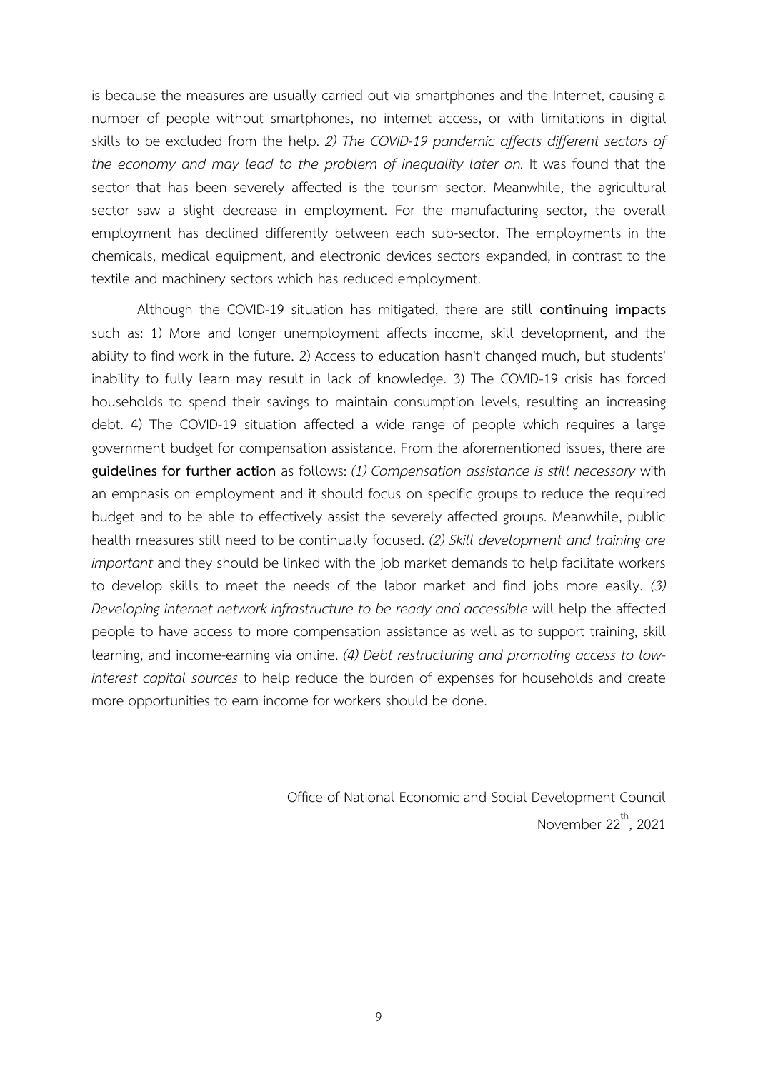is because the measures are usually carried out via smartphones and the Internet, causing a number of people without smartphones, no internet access, or with limitations in digital skills to be excluded from the help. *2) The COVID-19 pandemic affects different sectors of the economy and may lead to the problem of inequality later on.* It was found that the sector that has been severely affected is the tourism sector. Meanwhile, the agricultural sector saw a slight decrease in employment. For the manufacturing sector, the overall employment has declined differently between each sub-sector. The employments in the chemicals, medical equipment, and electronic devices sectors expanded, in contrast to the textile and machinery sectors which has reduced employment.

Although the COVID-19 situation has mitigated, there are still **continuing impacts** such as: 1) More and longer unemployment affects income, skill development, and the ability to find work in the future. 2) Access to education hasn't changed much, but students' inability to fully learn may result in lack of knowledge. 3) The COVID-19 crisis has forced households to spend their savings to maintain consumption levels, resulting an increasing debt. 4) The COVID-19 situation affected a wide range of people which requires a large government budget for compensation assistance. From the aforementioned issues, there are **guidelines for further action** as follows: *(1) Compensation assistance is still necessary* with an emphasis on employment and it should focus on specific groups to reduce the required budget and to be able to effectively assist the severely affected groups. Meanwhile, public health measures still need to be continually focused. *(2) Skill development and training are important* and they should be linked with the job market demands to help facilitate workers to develop skills to meet the needs of the labor market and find jobs more easily. *(3) Developing internet network infrastructure to be ready and accessible* will help the affected people to have access to more compensation assistance as well as to support training, skill learning, and income-earning via online. *(4) Debt restructuring and promoting access to low-interest capital sources* to help reduce the burden of expenses for households and create more opportunities to earn income for workers should be done.

Office of National Economic and Social Development Council

November 22[th], 2021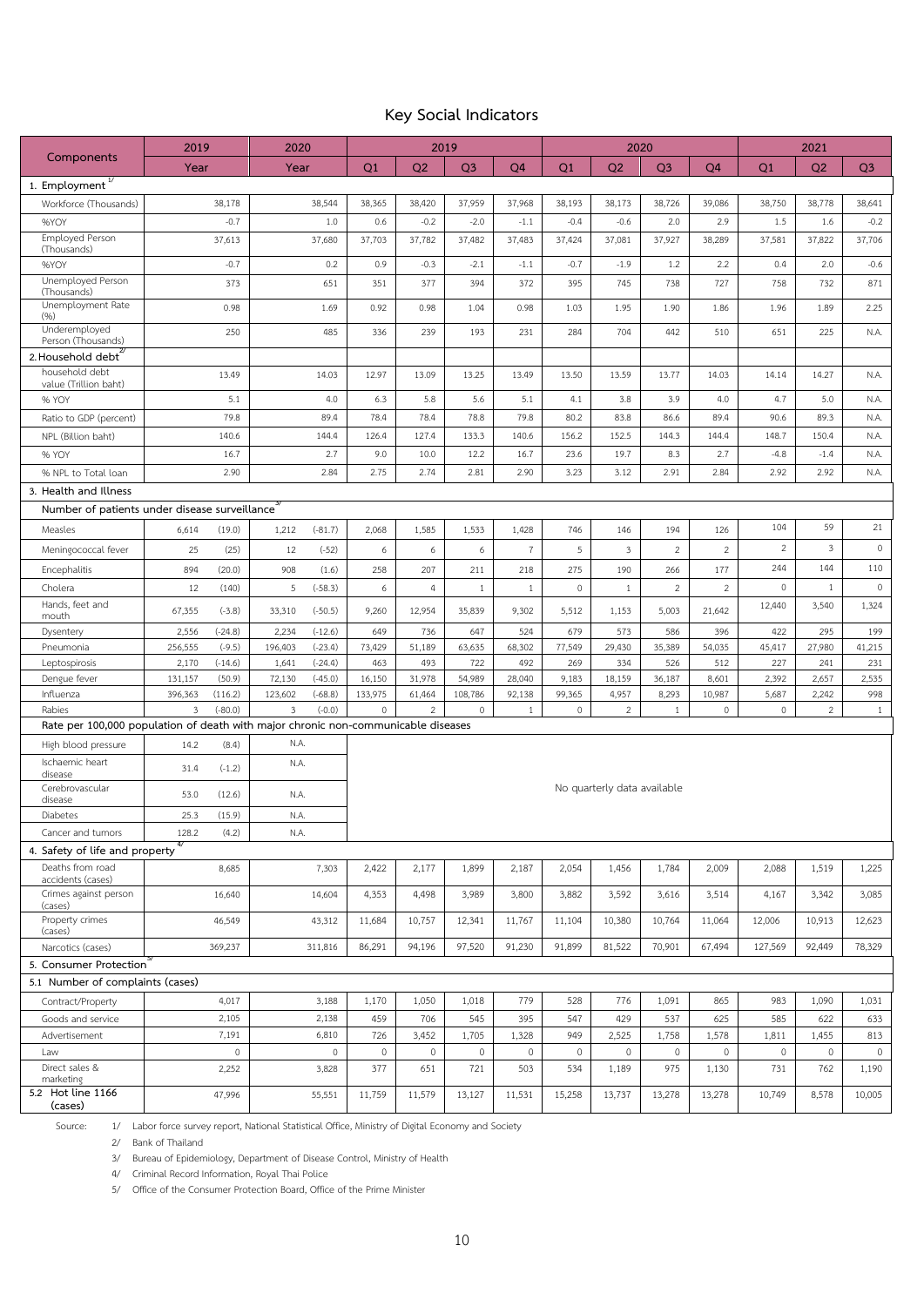# Key Social Indicators

| Components | 2019 | | 2020 | | 2019 | | | | 2020 | | | | 2021 | | |
|---|---|---|---|---|---|---|---|---|---|---|---|---|---|---|---|
| | Year | | Year | | Q1 | Q2 | Q3 | Q4 | Q1 | Q2 | Q3 | Q4 | Q1 | Q2 | Q3 |
| **1. Employment** [1/] | | | | | | | | | | | | | | | |
| Workforce (Thousands) | 38,178 | | 38,544 | | 38,365 | 38,420 | 37,959 | 37,968 | 38,193 | 38,173 | 38,726 | 39,086 | 38,750 | 38,778 | 38,641 |
| %YOY | -0.7 | | 1.0 | | 0.6 | -0.2 | -2.0 | -1.1 | -0.4 | -0.6 | 2.0 | 2.9 | 1.5 | 1.6 | -0.2 |
| Employed Person (Thousands) | 37,613 | | 37,680 | | 37,703 | 37,782 | 37,482 | 37,483 | 37,424 | 37,081 | 37,927 | 38,289 | 37,581 | 37,822 | 37,706 |
| %YOY | -0.7 | | 0.2 | | 0.9 | -0.3 | -2.1 | -1.1 | -0.7 | -1.9 | 1.2 | 2.2 | 0.4 | 2.0 | -0.6 |
| Unemployed Person (Thousands) | 373 | | 651 | | 351 | 377 | 394 | 372 | 395 | 745 | 738 | 727 | 758 | 732 | 871 |
| Unemployment Rate (%) | 0.98 | | 1.69 | | 0.92 | 0.98 | 1.04 | 0.98 | 1.03 | 1.95 | 1.90 | 1.86 | 1.96 | 1.89 | 2.25 |
| Underemployed Person (Thousands) | 250 | | 485 | | 336 | 239 | 193 | 231 | 284 | 704 | 442 | 510 | 651 | 225 | N.A. |
| **2. Household debt** [2/] | | | | | | | | | | | | | | | |
| household debt value (Trillion baht) | 13.49 | | 14.03 | | 12.97 | 13.09 | 13.25 | 13.49 | 13.50 | 13.59 | 13.77 | 14.03 | 14.14 | 14.27 | N.A. |
| % YOY | 5.1 | | 4.0 | | 6.3 | 5.8 | 5.6 | 5.1 | 4.1 | 3.8 | 3.9 | 4.0 | 4.7 | 5.0 | N.A. |
| Ratio to GDP (percent) | 79.8 | | 89.4 | | 78.4 | 78.4 | 78.8 | 79.8 | 80.2 | 83.8 | 86.6 | 89.4 | 90.6 | 89.3 | N.A. |
| NPL (Billion baht) | 140.6 | | 144.4 | | 126.4 | 127.4 | 133.3 | 140.6 | 156.2 | 152.5 | 144.3 | 144.4 | 148.7 | 150.4 | N.A. |
| % YOY | 16.7 | | 2.7 | | 9.0 | 10.0 | 12.2 | 16.7 | 23.6 | 19.7 | 8.3 | 2.7 | -4.8 | -1.4 | N.A. |
| % NPL to Total loan | 2.90 | | 2.84 | | 2.75 | 2.74 | 2.81 | 2.90 | 3.23 | 3.12 | 2.91 | 2.84 | 2.92 | 2.92 | N.A. |
| **3. Health and Illness** | | | | | | | | | | | | | | | |
| Number of patients under disease surveillance [3/] | | | | | | | | | | | | | | | |
| Measles | 6,614 | (19.0) | 1,212 | (-81.7) | 2,068 | 1,585 | 1,533 | 1,428 | 746 | 146 | 194 | 126 | 104 | 59 | 21 |
| Meningococcal fever | 25 | (25) | 12 | (-52) | 6 | 6 | 6 | 7 | 5 | 3 | 2 | 2 | 2 | 3 | 0 |
| Encephalitis | 894 | (20.0) | 908 | (1.6) | 258 | 207 | 211 | 218 | 275 | 190 | 266 | 177 | 244 | 144 | 110 |
| Cholera | 12 | (140) | 5 | (-58.3) | 6 | 4 | 1 | 1 | 0 | 1 | 2 | 2 | 0 | 1 | 0 |
| Hands, feet and mouth | 67,355 | (-3.8) | 33,310 | (-50.5) | 9,260 | 12,954 | 35,839 | 9,302 | 5,512 | 1,153 | 5,003 | 21,642 | 12,440 | 3,540 | 1,324 |
| Dysentery | 2,556 | (-24.8) | 2,234 | (-12.6) | 649 | 736 | 647 | 524 | 679 | 573 | 586 | 396 | 422 | 295 | 199 |
| Pneumonia | 256,555 | (-9.5) | 196,403 | (-23.4) | 73,429 | 51,189 | 63,635 | 68,302 | 77,549 | 29,430 | 35,389 | 54,035 | 45,417 | 27,980 | 41,215 |
| Leptospirosis | 2,170 | (-14.6) | 1,641 | (-24.4) | 463 | 493 | 722 | 492 | 269 | 334 | 526 | 512 | 227 | 241 | 231 |
| Dengue fever | 131,157 | (50.9) | 72,130 | (-45.0) | 16,150 | 31,978 | 54,989 | 28,040 | 9,183 | 18,159 | 36,187 | 8,601 | 2,392 | 2,657 | 2,535 |
| Influenza | 396,363 | (116.2) | 123,602 | (-68.8) | 133,975 | 61,464 | 108,786 | 92,138 | 99,365 | 4,957 | 8,293 | 10,987 | 5,687 | 2,242 | 998 |
| Rabies | 3 | (-80.0) | 3 | (-0.0) | 0 | 2 | 0 | 1 | 0 | 2 | 1 | 0 | 0 | 2 | 1 |
| Rate per 100,000 population of death with major chronic non-communicable diseases | | | | | | | | | | | | | | | |
| High blood pressure | 14.2 | (8.4) | N.A. | | No quarterly data available | | | | | | | | | | |
| Ischaemic heart disease | 31.4 | (-1.2) | N.A. | | | | | | | | | | | | |
| Cerebrovascular disease | 53.0 | (12.6) | N.A. | | | | | | | | | | | | |
| Diabetes | 25.3 | (15.9) | N.A. | | | | | | | | | | | | |
| Cancer and tumors | 128.2 | (4.2) | N.A. | | | | | | | | | | | | |
| **4. Safety of life and property** [4/] | | | | | | | | | | | | | | | |
| Deaths from road accidents (cases) | 8,685 | | 7,303 | | 2,422 | 2,177 | 1,899 | 2,187 | 2,054 | 1,456 | 1,784 | 2,009 | 2,088 | 1,519 | 1,225 |
| Crimes against person (cases) | 16,640 | | 14,604 | | 4,353 | 4,498 | 3,989 | 3,800 | 3,882 | 3,592 | 3,616 | 3,514 | 4,167 | 3,342 | 3,085 |
| Property crimes (cases) | 46,549 | | 43,312 | | 11,684 | 10,757 | 12,341 | 11,767 | 11,104 | 10,380 | 10,764 | 11,064 | 12,006 | 10,913 | 12,623 |
| Narcotics (cases) | 369,237 | | 311,816 | | 86,291 | 94,196 | 97,520 | 91,230 | 91,899 | 81,522 | 70,901 | 67,494 | 127,569 | 92,449 | 78,329 |
| **5. Consumer Protection** [5/] | | | | | | | | | | | | | | | |
| 5.1 Number of complaints (cases) | | | | | | | | | | | | | | | |
| Contract/Property | 4,017 | | 3,188 | | 1,170 | 1,050 | 1,018 | 779 | 528 | 776 | 1,091 | 865 | 983 | 1,090 | 1,031 |
| Goods and service | 2,105 | | 2,138 | | 459 | 706 | 545 | 395 | 547 | 429 | 537 | 625 | 585 | 622 | 633 |
| Advertisement | 7,191 | | 6,810 | | 726 | 3,452 | 1,705 | 1,328 | 949 | 2,525 | 1,758 | 1,578 | 1,811 | 1,455 | 813 |
| Law | 0 | | 0 | | 0 | 0 | 0 | 0 | 0 | 0 | 0 | 0 | 0 | 0 | 0 |
| Direct sales & marketing | 2,252 | | 3,828 | | 377 | 651 | 721 | 503 | 534 | 1,189 | 975 | 1,130 | 731 | 762 | 1,190 |
| 5.2 Hot line 1166 (cases) | 47,996 | | 55,551 | | 11,759 | 11,579 | 13,127 | 11,531 | 15,258 | 13,737 | 13,278 | 13,278 | 10,749 | 8,578 | 10,005 |

Source: 1/ Labor force survey report, National Statistical Office, Ministry of Digital Economy and Society

2/ Bank of Thailand

3/ Bureau of Epidemiology, Department of Disease Control, Ministry of Health

4/ Criminal Record Information, Royal Thai Police

5/ Office of the Consumer Protection Board, Office of the Prime Minister